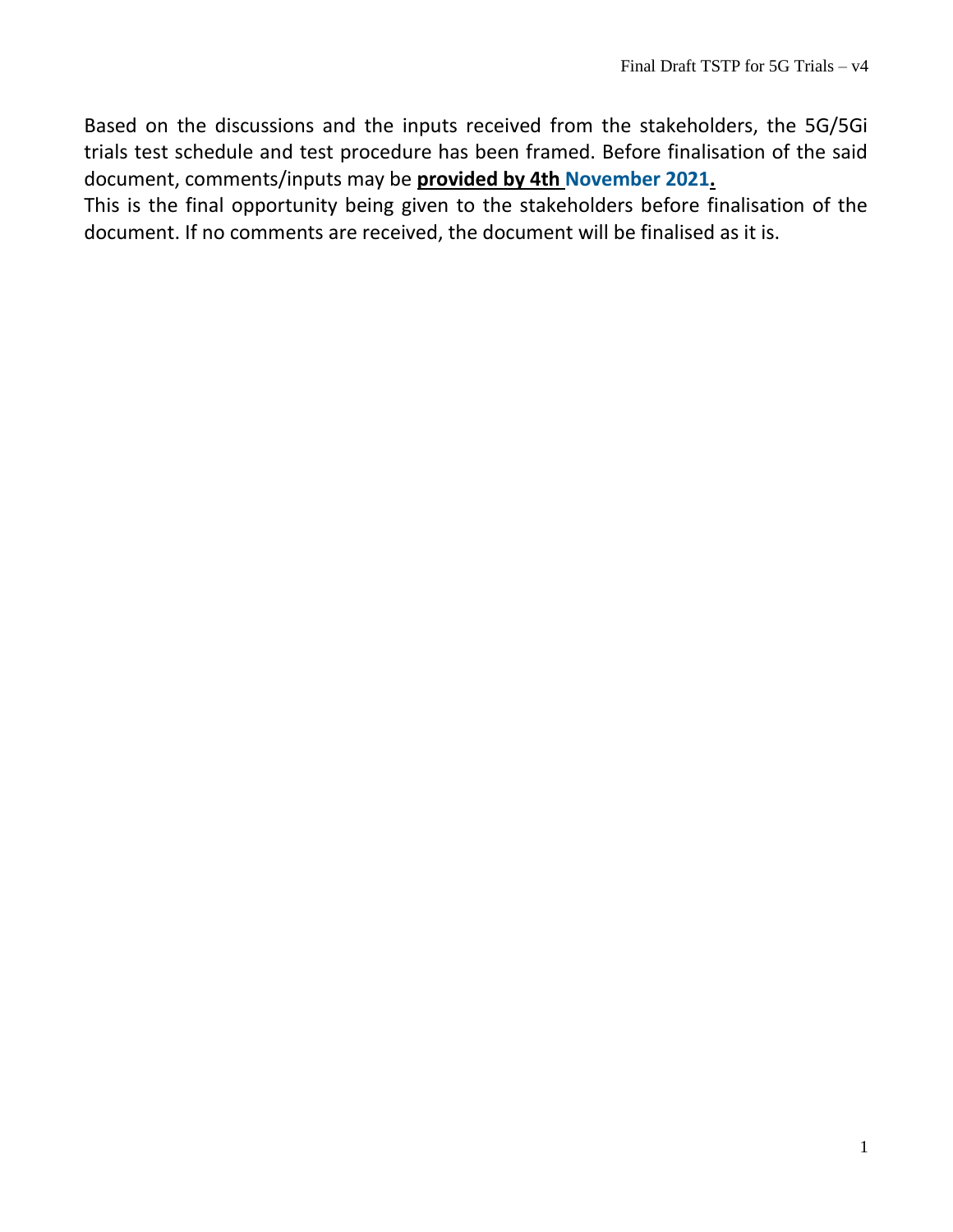Based on the discussions and the inputs received from the stakeholders, the 5G/5Gi trials test schedule and test procedure has been framed. Before finalisation of the said document, comments/inputs may be **provided by 4th November 2021.**

This is the final opportunity being given to the stakeholders before finalisation of the document. If no comments are received, the document will be finalised as it is.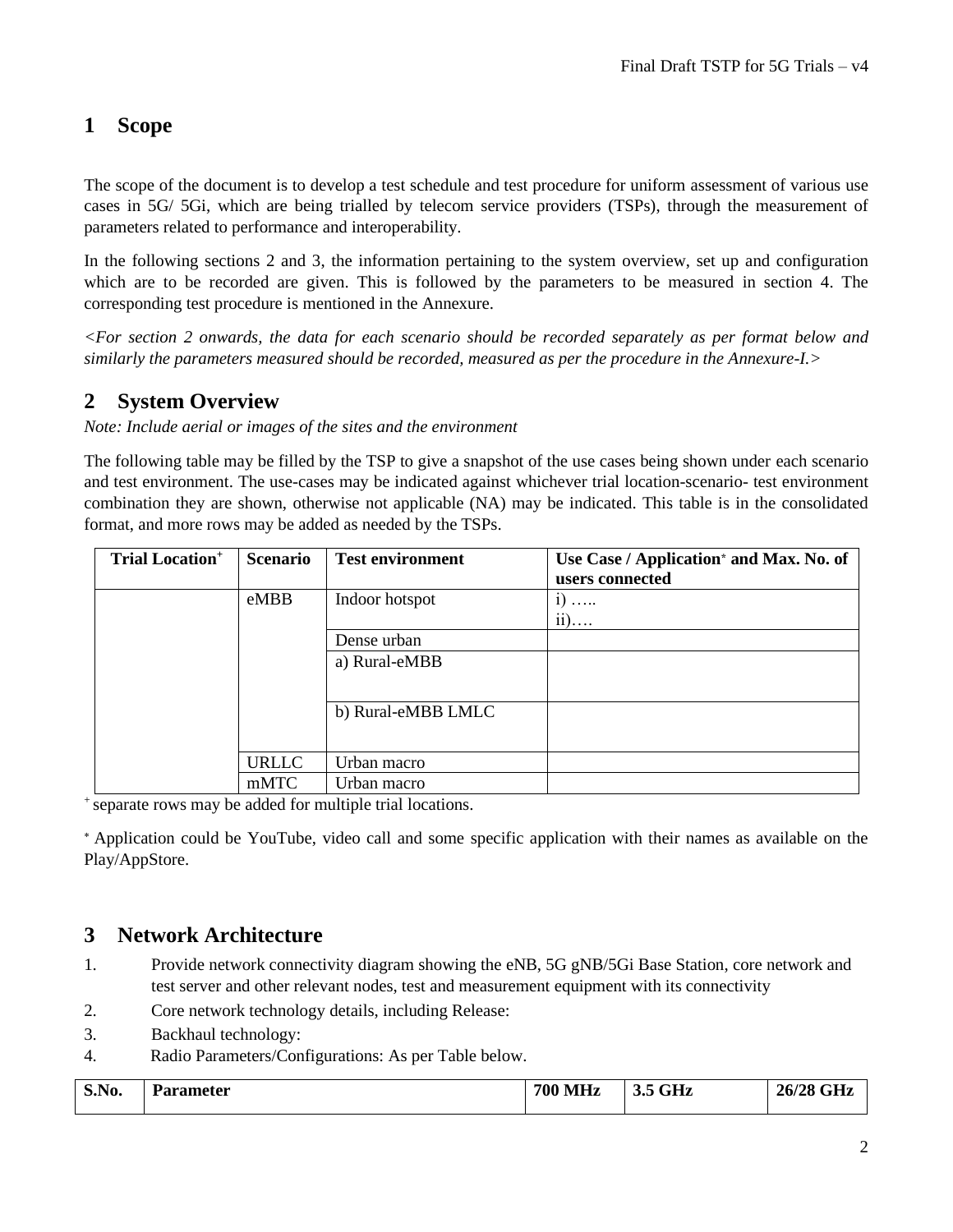# 1 Scope

The scope of the document is to develop a test schedule and test procedure for uniform assessment of various use cases in 5G/ 5Gi, which are being trialled by telecom service providers (TSPs), through the measurement of parameters related to performance and interoperability.

In the following sections 2 and 3, the information pertaining to the system overview, set up and configuration which are to be recorded are given. This is followed by the parameters to be measured in section 4. The corresponding test procedure is mentioned in the Annexure.

*<For section 2 onwards, the data for each scenario should be recorded separately as per format below and similarly the parameters measured should be recorded, measured as per the procedure in the Annexure-I.>*

# 2 System Overview

*Note: Include aerial or images of the sites and the environment*

The following table may be filled by the TSP to give a snapshot of the use cases being shown under each scenario and test environment. The use-cases may be indicated against whichever trial location-scenario- test environment combination they are shown, otherwise not applicable (NA) may be indicated. This table is in the consolidated format, and more rows may be added as needed by the TSPs.

| Trial Location+ | Scenario | Test environment | Use Case / Application* and Max. No. of users connected |
|---|---|---|---|
| | eMBB | Indoor hotspot | i) …..<br>ii)…. |
| | | Dense urban | |
| | | a) Rural-eMBB | |
| | | b) Rural-eMBB LMLC | |
| | URLLC | Urban macro | |
| | mMTC | Urban macro | |

+ separate rows may be added for multiple trial locations.

* Application could be YouTube, video call and some specific application with their names as available on the Play/AppStore.

# 3 Network Architecture

1. Provide network connectivity diagram showing the eNB, 5G gNB/5Gi Base Station, core network and test server and other relevant nodes, test and measurement equipment with its connectivity
2. Core network technology details, including Release:
3. Backhaul technology:
4. Radio Parameters/Configurations: As per Table below.

| S.No. | Parameter | 700 MHz | 3.5 GHz | 26/28 GHz |
|---|---|---|---|---|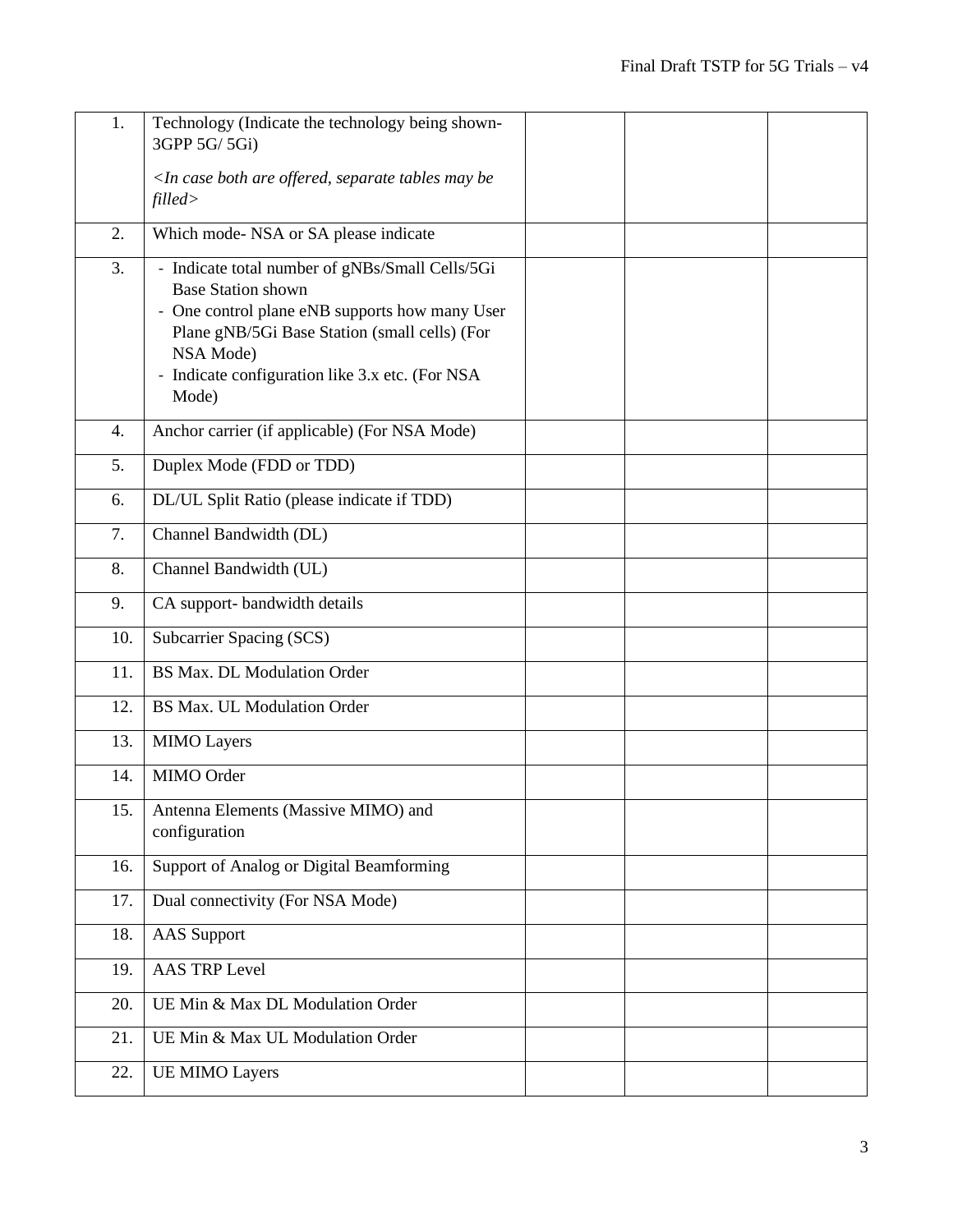| 1. | Technology (Indicate the technology being shown- 3GPP 5G/ 5Gi)<br><br>*<In case both are offered, separate tables may be filled>* | | | |
|---|---|---|---|---|
| 2. | Which mode- NSA or SA please indicate | | | |
| 3. | - Indicate total number of gNBs/Small Cells/5Gi Base Station shown<br>- One control plane eNB supports how many User Plane gNB/5Gi Base Station (small cells) (For NSA Mode)<br>- Indicate configuration like 3.x etc. (For NSA Mode) | | | |
| 4. | Anchor carrier (if applicable) (For NSA Mode) | | | |
| 5. | Duplex Mode (FDD or TDD) | | | |
| 6. | DL/UL Split Ratio (please indicate if TDD) | | | |
| 7. | Channel Bandwidth (DL) | | | |
| 8. | Channel Bandwidth (UL) | | | |
| 9. | CA support- bandwidth details | | | |
| 10. | Subcarrier Spacing (SCS) | | | |
| 11. | BS Max. DL Modulation Order | | | |
| 12. | BS Max. UL Modulation Order | | | |
| 13. | MIMO Layers | | | |
| 14. | MIMO Order | | | |
| 15. | Antenna Elements (Massive MIMO) and configuration | | | |
| 16. | Support of Analog or Digital Beamforming | | | |
| 17. | Dual connectivity (For NSA Mode) | | | |
| 18. | AAS Support | | | |
| 19. | AAS TRP Level | | | |
| 20. | UE Min & Max DL Modulation Order | | | |
| 21. | UE Min & Max UL Modulation Order | | | |
| 22. | UE MIMO Layers | | | |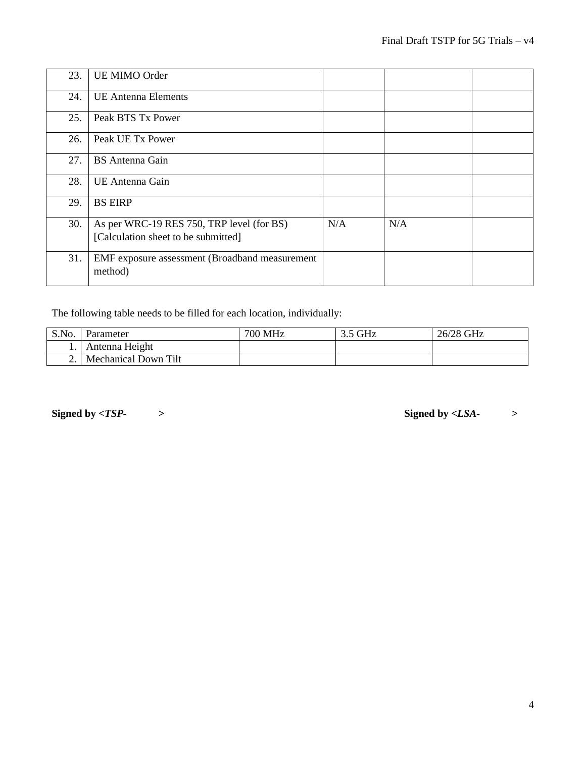| | | | | |
|---|---|---|---|---|
| 23. | UE MIMO Order | | | |
| 24. | UE Antenna Elements | | | |
| 25. | Peak BTS Tx Power | | | |
| 26. | Peak UE Tx Power | | | |
| 27. | BS Antenna Gain | | | |
| 28. | UE Antenna Gain | | | |
| 29. | BS EIRP | | | |
| 30. | As per WRC-19 RES 750, TRP level (for BS) [Calculation sheet to be submitted] | N/A | N/A | |
| 31. | EMF exposure assessment (Broadband measurement method) | | | |

The following table needs to be filled for each location, individually:

| S.No. | Parameter | 700 MHz | 3.5 GHz | 26/28 GHz |
|---|---|---|---|---|
| 1. | Antenna Height | | | |
| 2. | Mechanical Down Tilt | | | |

**Signed by <*TSP-* >** **Signed by <*LSA-* >**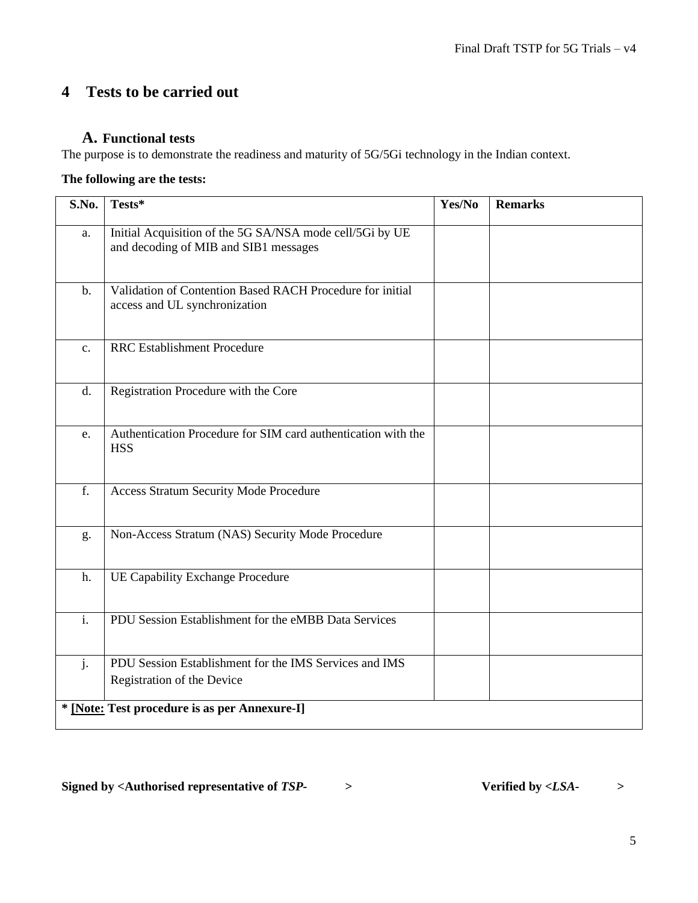# 4 Tests to be carried out

## A. Functional tests

The purpose is to demonstrate the readiness and maturity of 5G/5Gi technology in the Indian context.

**The following are the tests:**

| S.No. | Tests* | Yes/No | Remarks |
|---|---|---|---|
| a. | Initial Acquisition of the 5G SA/NSA mode cell/5Gi by UE and decoding of MIB and SIB1 messages | | |
| b. | Validation of Contention Based RACH Procedure for initial access and UL synchronization | | |
| c. | RRC Establishment Procedure | | |
| d. | Registration Procedure with the Core | | |
| e. | Authentication Procedure for SIM card authentication with the HSS | | |
| f. | Access Stratum Security Mode Procedure | | |
| g. | Non-Access Stratum (NAS) Security Mode Procedure | | |
| h. | UE Capability Exchange Procedure | | |
| i. | PDU Session Establishment for the eMBB Data Services | | |
| j. | PDU Session Establishment for the IMS Services and IMS Registration of the Device | | |
| **\* [Note: Test procedure is as per Annexure-I]** | | | |

**Signed by <Authorised representative of *TSP-* >** **Verified by <*LSA-* >**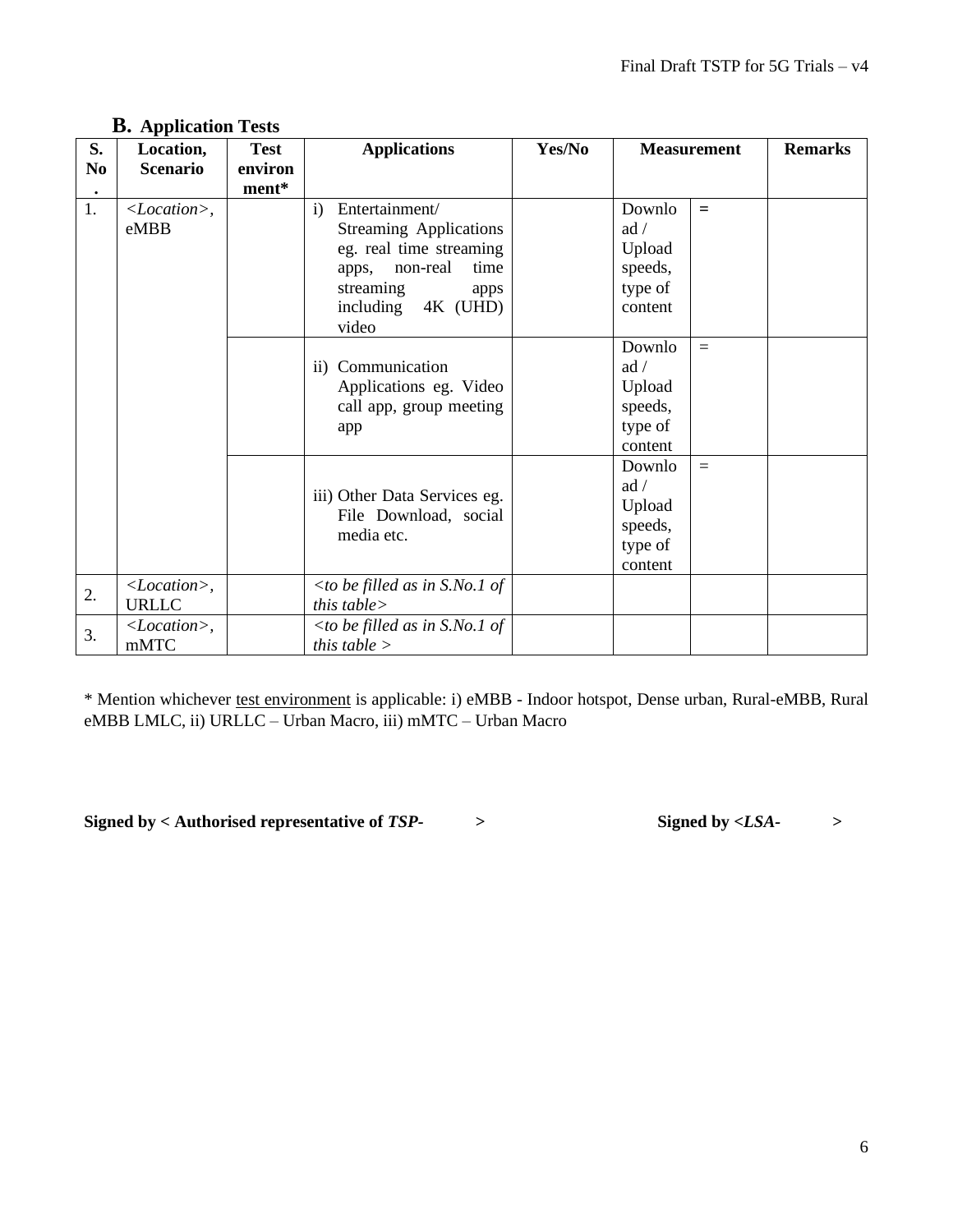## B. Application Tests

| S. No. | Location, Scenario | Test environment* | Applications | Yes/No | Measurement | | Remarks |
|---|---|---|---|---|---|---|---|
| 1. | *<Location>*, eMBB | | i) Entertainment/ Streaming Applications eg. real time streaming apps, non-real time streaming apps including 4K (UHD) video | | Download / Upload speeds, type of content | = | |
| | | | ii) Communication Applications eg. Video call app, group meeting app | | Download / Upload speeds, type of content | = | |
| | | | iii) Other Data Services eg. File Download, social media etc. | | Download / Upload speeds, type of content | = | |
| 2. | *<Location>*, URLLC | | *<to be filled as in S.No.1 of this table>* | | | | |
| 3. | *<Location>*, mMTC | | *<to be filled as in S.No.1 of this table >* | | | | |

* Mention whichever test environment is applicable: i) eMBB - Indoor hotspot, Dense urban, Rural-eMBB, Rural eMBB LMLC, ii) URLLC – Urban Macro, iii) mMTC – Urban Macro

**Signed by < Authorised representative of *TSP-* >** **Signed by <*LSA-* >**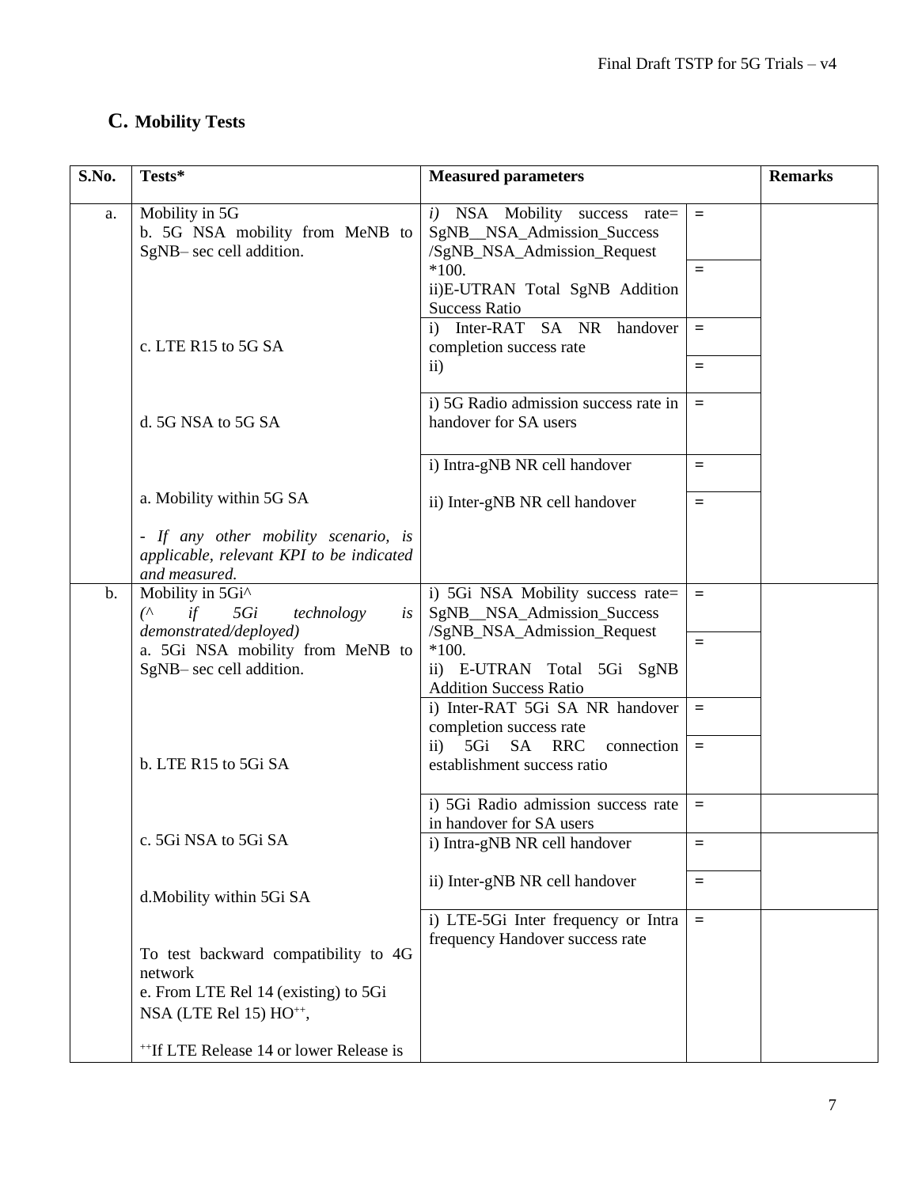## C. Mobility Tests

| S.No. | Tests* | Measured parameters | | Remarks |
|---|---|---|---|---|
| a. | Mobility in 5G<br>b. 5G NSA mobility from MeNB to SgNB– sec cell addition. | *i)* NSA Mobility success rate= SgNB__NSA_Admission_Success /SgNB_NSA_Admission_Request *100. | = | |
| | | ii)E-UTRAN Total SgNB Addition Success Ratio | = | |
| | c. LTE R15 to 5G SA | i) Inter-RAT SA NR handover completion success rate | = | |
| | | ii) | = | |
| | d. 5G NSA to 5G SA | i) 5G Radio admission success rate in handover for SA users | = | |
| | | i) Intra-gNB NR cell handover | = | |
| | a. Mobility within 5G SA<br><br>*- If any other mobility scenario, is applicable, relevant KPI to be indicated and measured.* | ii) Inter-gNB NR cell handover | = | |
| b. | Mobility in 5Gi^<br>*(^ if 5Gi technology is demonstrated/deployed)*<br>a. 5Gi NSA mobility from MeNB to SgNB– sec cell addition. | i) 5Gi NSA Mobility success rate= SgNB__NSA_Admission_Success /SgNB_NSA_Admission_Request *100. | = | |
| | | ii) E-UTRAN Total 5Gi SgNB Addition Success Ratio | = | |
| | b. LTE R15 to 5Gi SA | i) Inter-RAT 5Gi SA NR handover completion success rate | = | |
| | | ii) 5Gi SA RRC connection establishment success ratio | = | |
| | | i) 5Gi Radio admission success rate in handover for SA users | = | |
| | c. 5Gi NSA to 5Gi SA | i) Intra-gNB NR cell handover | = | |
| | d.Mobility within 5Gi SA | ii) Inter-gNB NR cell handover | = | |
| | To test backward compatibility to 4G network<br>e. From LTE Rel 14 (existing) to 5Gi NSA (LTE Rel 15) HO++,<br><br>++If LTE Release 14 or lower Release is | i) LTE-5Gi Inter frequency or Intra frequency Handover success rate | = | |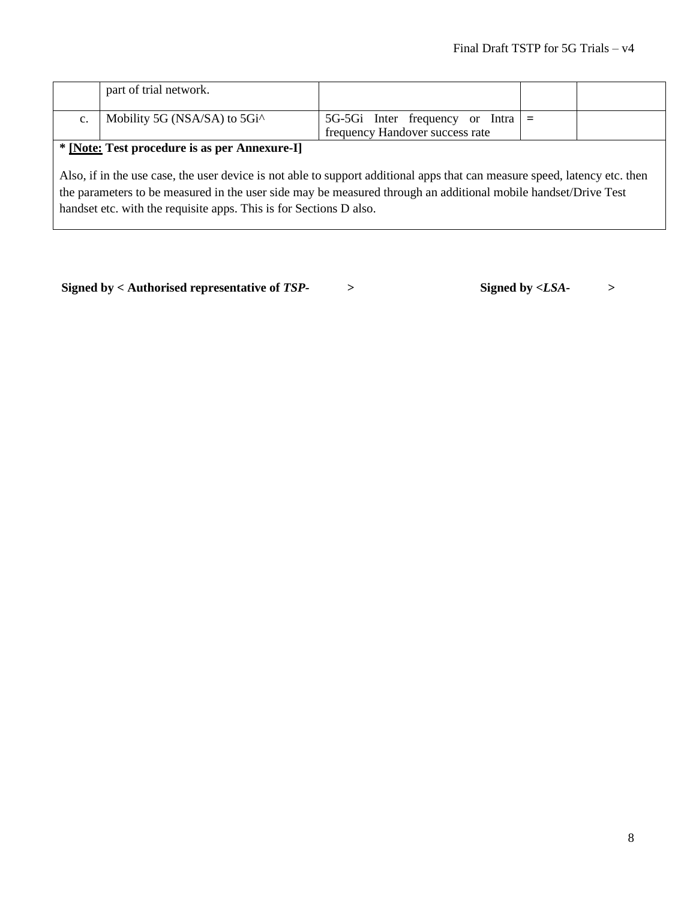| | | | | |
|---|---|---|---|---|
| | part of trial network. | | | |
| c. | Mobility 5G (NSA/SA) to 5Gi^ | 5G-5Gi Inter frequency or Intra frequency Handover success rate | = | |

**\* [<u>Note:</u> Test procedure is as per Annexure-I]**

Also, if in the use case, the user device is not able to support additional apps that can measure speed, latency etc. then the parameters to be measured in the user side may be measured through an additional mobile handset/Drive Test handset etc. with the requisite apps. This is for Sections D also.

**Signed by < Authorised representative of *TSP-* >** **Signed by <*LSA-* >**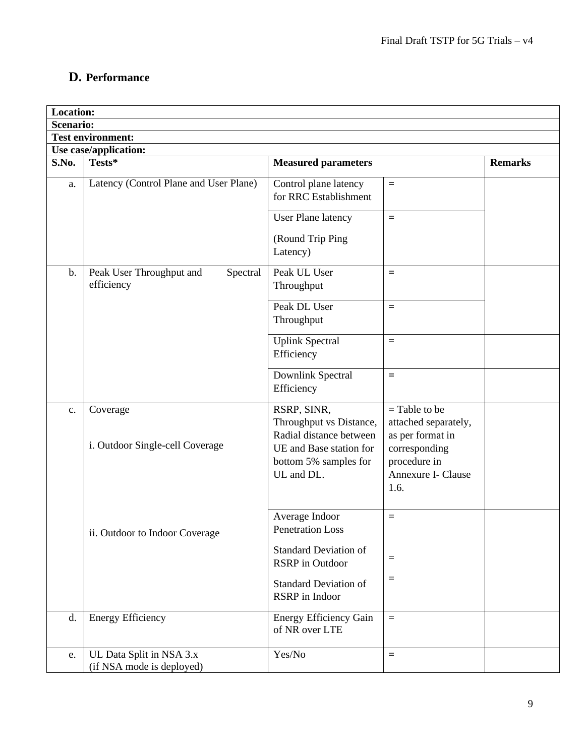## D. Performance

| Location: | | | | |
|---|---|---|---|---|
| **Scenario:** | | | | |
| **Test environment:** | | | | |
| **Use case/application:** | | | | |
| **S.No.** | **Tests*** | **Measured parameters** | | **Remarks** |
| a. | Latency (Control Plane and User Plane) | Control plane latency for RRC Establishment | = | |
| | | User Plane latency (Round Trip Ping Latency) | = | |
| b. | Peak User Throughput and Spectral efficiency | Peak UL User Throughput | = | |
| | | Peak DL User Throughput | = | |
| | | Uplink Spectral Efficiency | = | |
| | | Downlink Spectral Efficiency | = | |
| c. | Coverage<br><br>i. Outdoor Single-cell Coverage | RSRP, SINR, Throughput vs Distance, Radial distance between UE and Base station for bottom 5% samples for UL and DL. | = Table to be attached separately, as per format in corresponding procedure in Annexure I- Clause 1.6. | |
| | ii. Outdoor to Indoor Coverage | Average Indoor Penetration Loss<br><br>Standard Deviation of RSRP in Outdoor<br><br>Standard Deviation of RSRP in Indoor | =<br><br>=<br><br>= | |
| d. | Energy Efficiency | Energy Efficiency Gain of NR over LTE | = | |
| e. | UL Data Split in NSA 3.x (if NSA mode is deployed) | Yes/No | = | |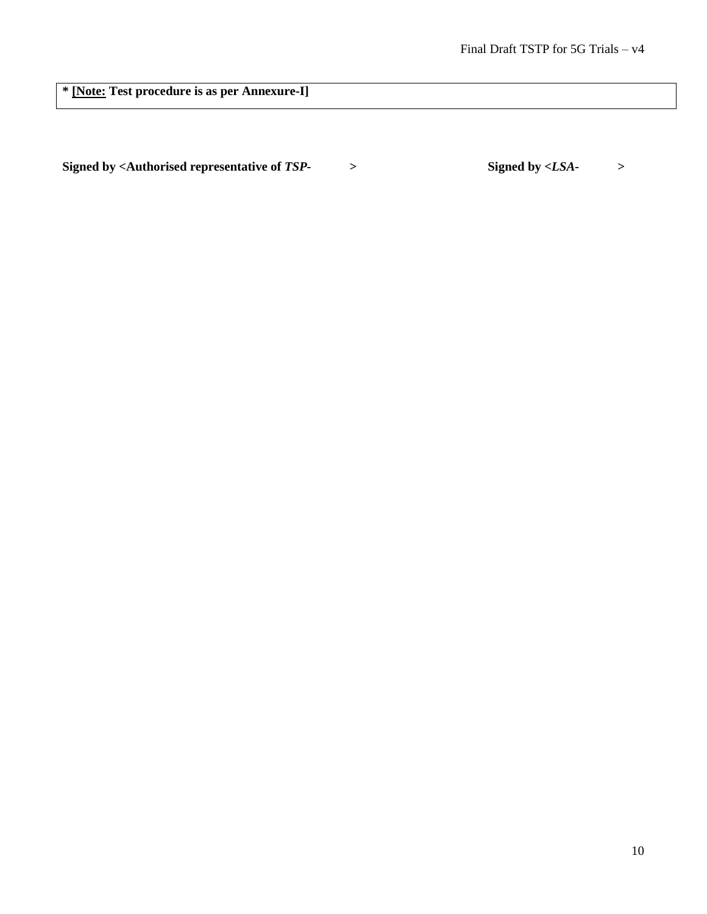**\* [Note: Test procedure is as per Annexure-I]**

**Signed by <Authorised representative of *TSP-*          >**                                        **Signed by <*LSA-*          >**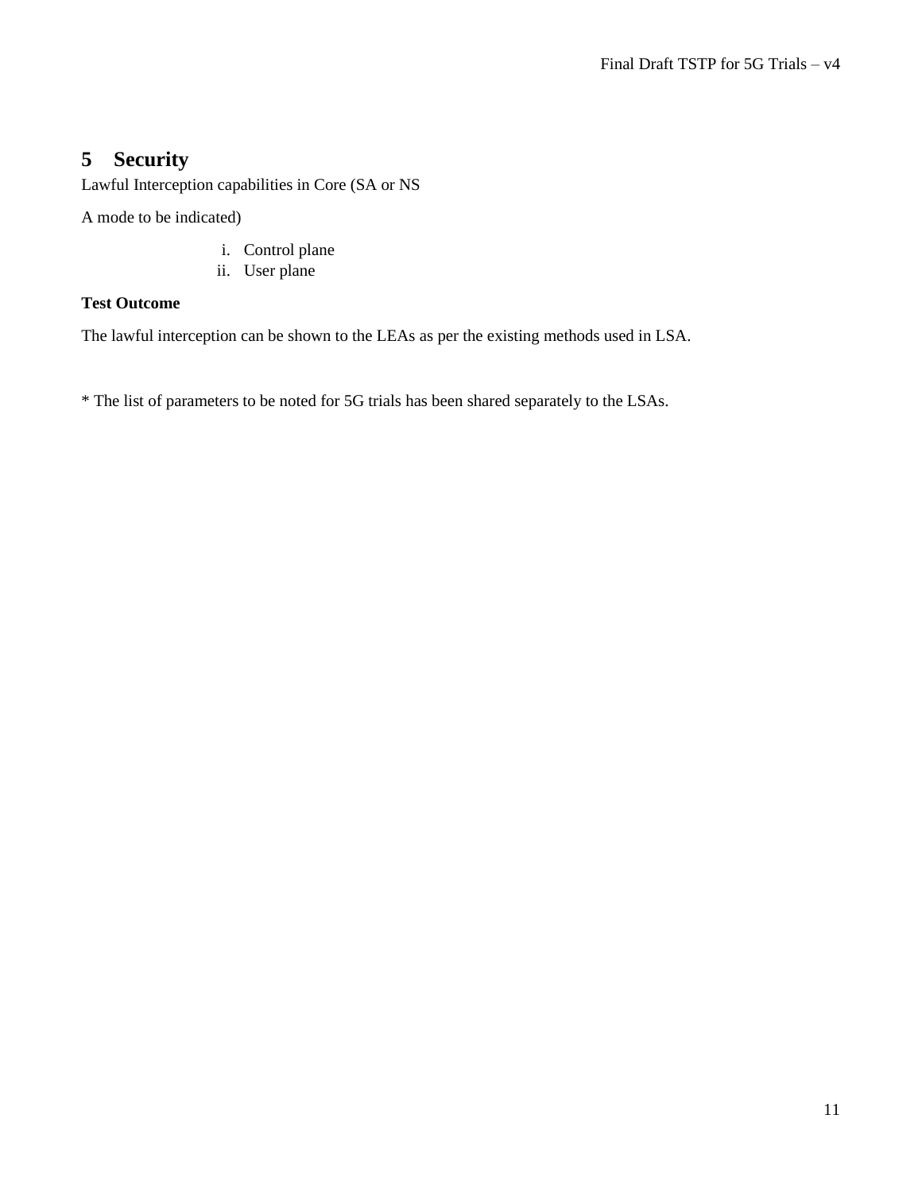## 5 Security

Lawful Interception capabilities in Core (SA or NS

A mode to be indicated)

i. Control plane
ii. User plane

**Test Outcome**

The lawful interception can be shown to the LEAs as per the existing methods used in LSA.

* The list of parameters to be noted for 5G trials has been shared separately to the LSAs.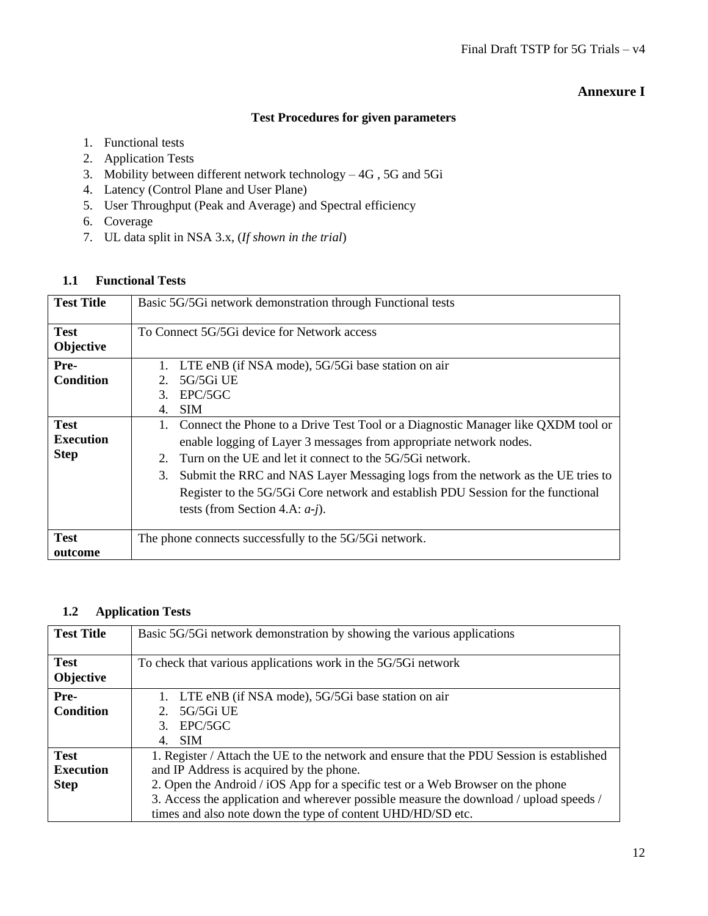## Annexure I

### Test Procedures for given parameters

1. Functional tests
2. Application Tests
3. Mobility between different network technology – 4G , 5G and 5Gi
4. Latency (Control Plane and User Plane)
5. User Throughput (Peak and Average) and Spectral efficiency
6. Coverage
7. UL data split in NSA 3.x, (*If shown in the trial*)

### 1.1 Functional Tests

| **Test Title** | Basic 5G/5Gi network demonstration through Functional tests |
|---|---|
| **Test Objective** | To Connect 5G/5Gi device for Network access |
| **Pre-Condition** | 1. LTE eNB (if NSA mode), 5G/5Gi base station on air<br>2. 5G/5Gi UE<br>3. EPC/5GC<br>4. SIM |
| **Test Execution Step** | 1. Connect the Phone to a Drive Test Tool or a Diagnostic Manager like QXDM tool or enable logging of Layer 3 messages from appropriate network nodes.<br>2. Turn on the UE and let it connect to the 5G/5Gi network.<br>3. Submit the RRC and NAS Layer Messaging logs from the network as the UE tries to Register to the 5G/5Gi Core network and establish PDU Session for the functional tests (from Section 4.A: *a-j*). |
| **Test outcome** | The phone connects successfully to the 5G/5Gi network. |

### 1.2 Application Tests

| **Test Title** | Basic 5G/5Gi network demonstration by showing the various applications |
|---|---|
| **Test Objective** | To check that various applications work in the 5G/5Gi network |
| **Pre-Condition** | 1. LTE eNB (if NSA mode), 5G/5Gi base station on air<br>2. 5G/5Gi UE<br>3. EPC/5GC<br>4. SIM |
| **Test Execution Step** | 1. Register / Attach the UE to the network and ensure that the PDU Session is established and IP Address is acquired by the phone.<br>2. Open the Android / iOS App for a specific test or a Web Browser on the phone<br>3. Access the application and wherever possible measure the download / upload speeds / times and also note down the type of content UHD/HD/SD etc. |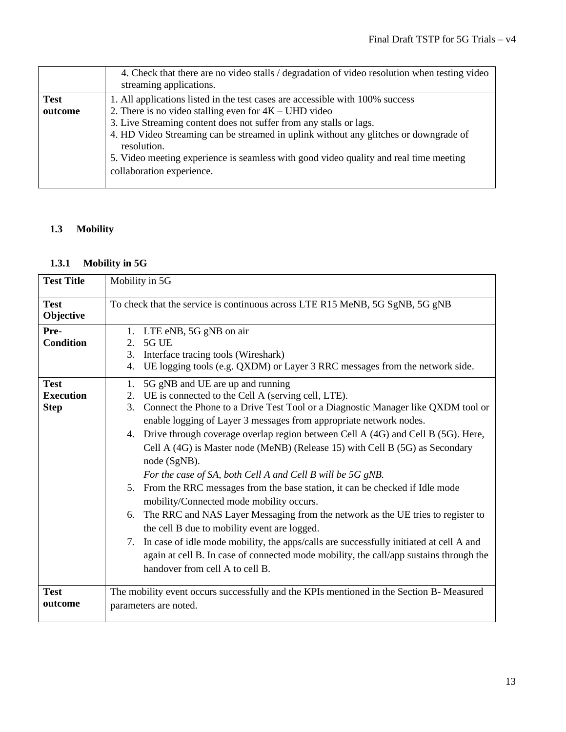| | |
|---|---|
| | 4. Check that there are no video stalls / degradation of video resolution when testing video streaming applications. |
| **Test outcome** | 1. All applications listed in the test cases are accessible with 100% success<br>2. There is no video stalling even for 4K – UHD video<br>3. Live Streaming content does not suffer from any stalls or lags.<br>4. HD Video Streaming can be streamed in uplink without any glitches or downgrade of resolution.<br>5. Video meeting experience is seamless with good video quality and real time meeting collaboration experience. |

### 1.3 Mobility

#### 1.3.1 Mobility in 5G

| | |
|---|---|
| **Test Title** | Mobility in 5G |
| **Test Objective** | To check that the service is continuous across LTE R15 MeNB, 5G SgNB, 5G gNB |
| **Pre-Condition** | 1. LTE eNB, 5G gNB on air<br>2. 5G UE<br>3. Interface tracing tools (Wireshark)<br>4. UE logging tools (e.g. QXDM) or Layer 3 RRC messages from the network side. |
| **Test Execution Step** | 1. 5G gNB and UE are up and running<br>2. UE is connected to the Cell A (serving cell, LTE).<br>3. Connect the Phone to a Drive Test Tool or a Diagnostic Manager like QXDM tool or enable logging of Layer 3 messages from appropriate network nodes.<br>4. Drive through coverage overlap region between Cell A (4G) and Cell B (5G). Here, Cell A (4G) is Master node (MeNB) (Release 15) with Cell B (5G) as Secondary node (SgNB).<br>*For the case of SA, both Cell A and Cell B will be 5G gNB.*<br>5. From the RRC messages from the base station, it can be checked if Idle mode mobility/Connected mode mobility occurs.<br>6. The RRC and NAS Layer Messaging from the network as the UE tries to register to the cell B due to mobility event are logged.<br>7. In case of idle mode mobility, the apps/calls are successfully initiated at cell A and again at cell B. In case of connected mode mobility, the call/app sustains through the handover from cell A to cell B. |
| **Test outcome** | The mobility event occurs successfully and the KPIs mentioned in the Section B- Measured parameters are noted. |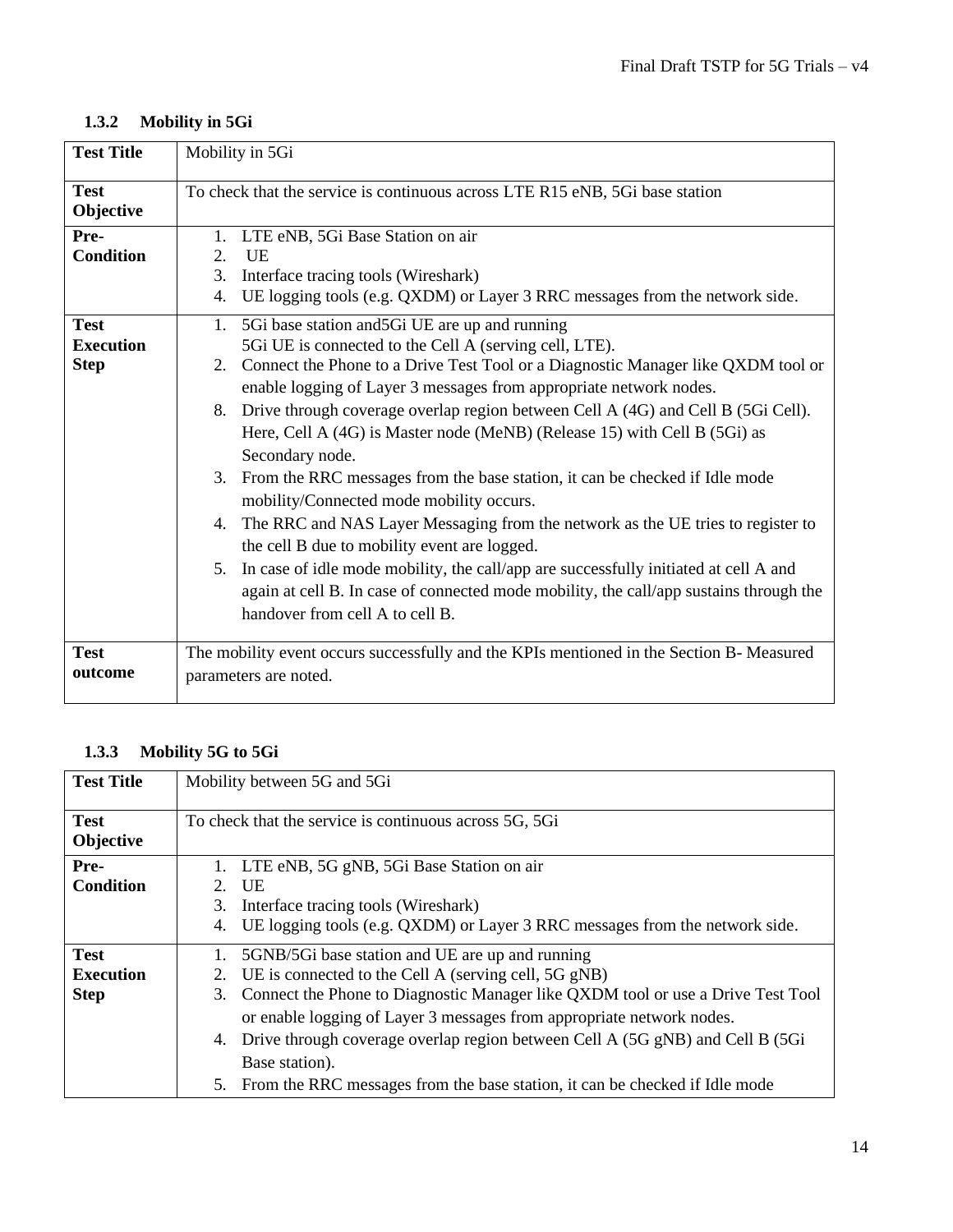### 1.3.2 Mobility in 5Gi

| **Test Title** | Mobility in 5Gi |
|---|---|
| **Test Objective** | To check that the service is continuous across LTE R15 eNB, 5Gi base station |
| **Pre-Condition** | 1. LTE eNB, 5Gi Base Station on air<br>2. UE<br>3. Interface tracing tools (Wireshark)<br>4. UE logging tools (e.g. QXDM) or Layer 3 RRC messages from the network side. |
| **Test Execution Step** | 1. 5Gi base station and5Gi UE are up and running<br>5Gi UE is connected to the Cell A (serving cell, LTE).<br>2. Connect the Phone to a Drive Test Tool or a Diagnostic Manager like QXDM tool or enable logging of Layer 3 messages from appropriate network nodes.<br>8. Drive through coverage overlap region between Cell A (4G) and Cell B (5Gi Cell). Here, Cell A (4G) is Master node (MeNB) (Release 15) with Cell B (5Gi) as Secondary node.<br>3. From the RRC messages from the base station, it can be checked if Idle mode mobility/Connected mode mobility occurs.<br>4. The RRC and NAS Layer Messaging from the network as the UE tries to register to the cell B due to mobility event are logged.<br>5. In case of idle mode mobility, the call/app are successfully initiated at cell A and again at cell B. In case of connected mode mobility, the call/app sustains through the handover from cell A to cell B. |
| **Test outcome** | The mobility event occurs successfully and the KPIs mentioned in the Section B- Measured parameters are noted. |

### 1.3.3 Mobility 5G to 5Gi

| **Test Title** | Mobility between 5G and 5Gi |
|---|---|
| **Test Objective** | To check that the service is continuous across 5G, 5Gi |
| **Pre-Condition** | 1. LTE eNB, 5G gNB, 5Gi Base Station on air<br>2. UE<br>3. Interface tracing tools (Wireshark)<br>4. UE logging tools (e.g. QXDM) or Layer 3 RRC messages from the network side. |
| **Test Execution Step** | 1. 5GNB/5Gi base station and UE are up and running<br>2. UE is connected to the Cell A (serving cell, 5G gNB)<br>3. Connect the Phone to Diagnostic Manager like QXDM tool or use a Drive Test Tool or enable logging of Layer 3 messages from appropriate network nodes.<br>4. Drive through coverage overlap region between Cell A (5G gNB) and Cell B (5Gi Base station).<br>5. From the RRC messages from the base station, it can be checked if Idle mode |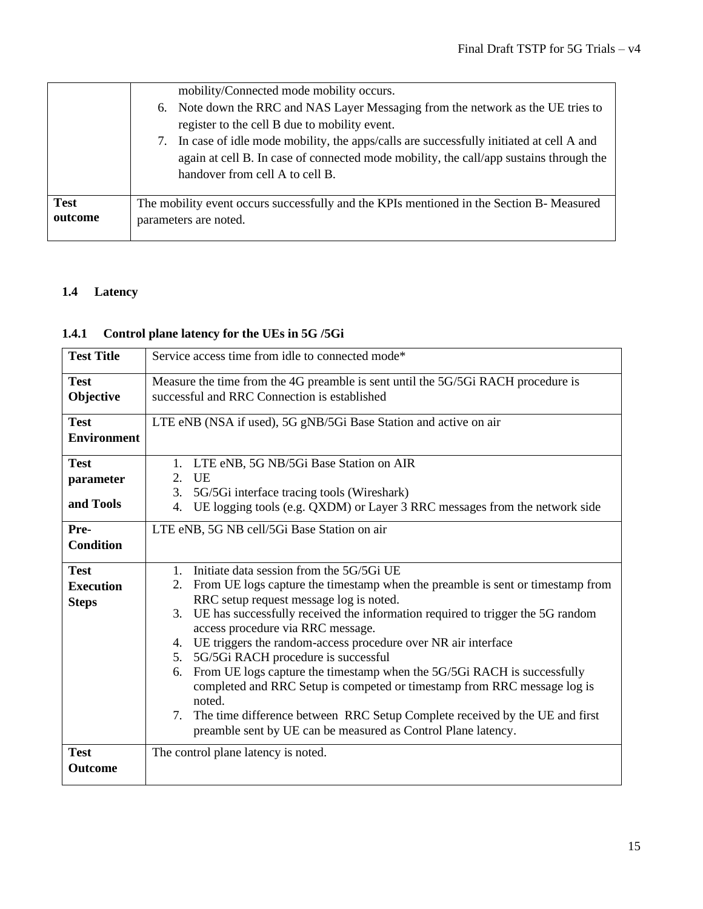|  |  |
| --- | --- |
|  | mobility/Connected mode mobility occurs.<br>6. Note down the RRC and NAS Layer Messaging from the network as the UE tries to register to the cell B due to mobility event.<br>7. In case of idle mode mobility, the apps/calls are successfully initiated at cell A and again at cell B. In case of connected mode mobility, the call/app sustains through the handover from cell A to cell B. |
| **Test outcome** | The mobility event occurs successfully and the KPIs mentioned in the Section B- Measured parameters are noted. |

### 1.4 Latency

#### 1.4.1 Control plane latency for the UEs in 5G /5Gi

| **Test Title** | Service access time from idle to connected mode* |
| --- | --- |
| **Test Objective** | Measure the time from the 4G preamble is sent until the 5G/5Gi RACH procedure is successful and RRC Connection is established |
| **Test Environment** | LTE eNB (NSA if used), 5G gNB/5Gi Base Station and active on air |
| **Test parameter and Tools** | 1. LTE eNB, 5G NB/5Gi Base Station on AIR<br>2. UE<br>3. 5G/5Gi interface tracing tools (Wireshark)<br>4. UE logging tools (e.g. QXDM) or Layer 3 RRC messages from the network side |
| **Pre-Condition** | LTE eNB, 5G NB cell/5Gi Base Station on air |
| **Test Execution Steps** | 1. Initiate data session from the 5G/5Gi UE<br>2. From UE logs capture the timestamp when the preamble is sent or timestamp from RRC setup request message log is noted.<br>3. UE has successfully received the information required to trigger the 5G random access procedure via RRC message.<br>4. UE triggers the random-access procedure over NR air interface<br>5. 5G/5Gi RACH procedure is successful<br>6. From UE logs capture the timestamp when the 5G/5Gi RACH is successfully completed and RRC Setup is competed or timestamp from RRC message log is noted.<br>7. The time difference between RRC Setup Complete received by the UE and first preamble sent by UE can be measured as Control Plane latency. |
| **Test Outcome** | The control plane latency is noted. |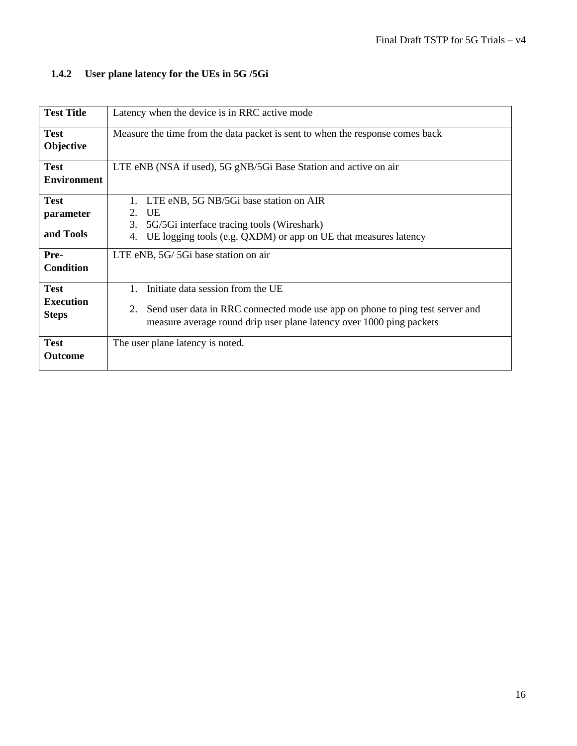### 1.4.2 User plane latency for the UEs in 5G /5Gi

| Test Title | Latency when the device is in RRC active mode |
|---|---|
| Test Objective | Measure the time from the data packet is sent to when the response comes back |
| Test Environment | LTE eNB (NSA if used), 5G gNB/5Gi Base Station and active on air |
| Test parameter and Tools | 1. LTE eNB, 5G NB/5Gi base station on AIR<br>2. UE<br>3. 5G/5Gi interface tracing tools (Wireshark)<br>4. UE logging tools (e.g. QXDM) or app on UE that measures latency |
| Pre-Condition | LTE eNB, 5G/ 5Gi base station on air |
| Test Execution Steps | 1. Initiate data session from the UE<br>2. Send user data in RRC connected mode use app on phone to ping test server and measure average round drip user plane latency over 1000 ping packets |
| Test Outcome | The user plane latency is noted. |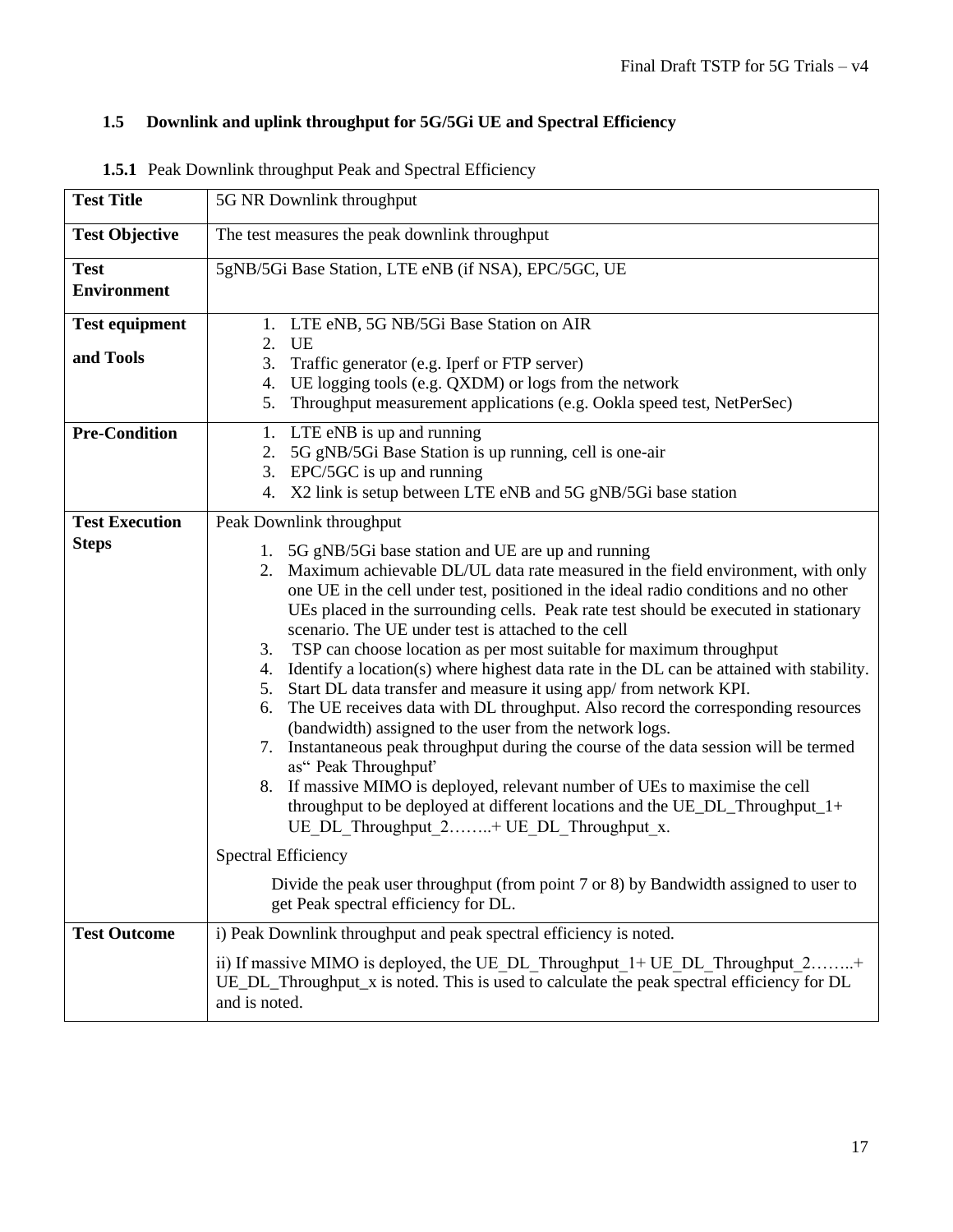### 1.5 Downlink and uplink throughput for 5G/5Gi UE and Spectral Efficiency

#### 1.5.1 Peak Downlink throughput Peak and Spectral Efficiency

| | |
|---|---|
| **Test Title** | 5G NR Downlink throughput |
| **Test Objective** | The test measures the peak downlink throughput |
| **Test Environment** | 5gNB/5Gi Base Station, LTE eNB (if NSA), EPC/5GC, UE |
| **Test equipment and Tools** | 1. LTE eNB, 5G NB/5Gi Base Station on AIR<br>2. UE<br>3. Traffic generator (e.g. Iperf or FTP server)<br>4. UE logging tools (e.g. QXDM) or logs from the network<br>5. Throughput measurement applications (e.g. Ookla speed test, NetPerSec) |
| **Pre-Condition** | 1. LTE eNB is up and running<br>2. 5G gNB/5Gi Base Station is up running, cell is one-air<br>3. EPC/5GC is up and running<br>4. X2 link is setup between LTE eNB and 5G gNB/5Gi base station |
| **Test Execution Steps** | Peak Downlink throughput<br>1. 5G gNB/5Gi base station and UE are up and running<br>2. Maximum achievable DL/UL data rate measured in the field environment, with only one UE in the cell under test, positioned in the ideal radio conditions and no other UEs placed in the surrounding cells. Peak rate test should be executed in stationary scenario. The UE under test is attached to the cell<br>3. TSP can choose location as per most suitable for maximum throughput<br>4. Identify a location(s) where highest data rate in the DL can be attained with stability.<br>5. Start DL data transfer and measure it using app/ from network KPI.<br>6. The UE receives data with DL throughput. Also record the corresponding resources (bandwidth) assigned to the user from the network logs.<br>7. Instantaneous peak throughput during the course of the data session will be termed as" Peak Throughput'<br>8. If massive MIMO is deployed, relevant number of UEs to maximise the cell throughput to be deployed at different locations and the UE_DL_Throughput_1+ UE_DL_Throughput_2……..+ UE_DL_Throughput_x.<br><br>Spectral Efficiency<br><br>Divide the peak user throughput (from point 7 or 8) by Bandwidth assigned to user to get Peak spectral efficiency for DL. |
| **Test Outcome** | i) Peak Downlink throughput and peak spectral efficiency is noted.<br><br>ii) If massive MIMO is deployed, the UE_DL_Throughput_1+ UE_DL_Throughput_2……..+ UE_DL_Throughput_x is noted. This is used to calculate the peak spectral efficiency for DL and is noted. |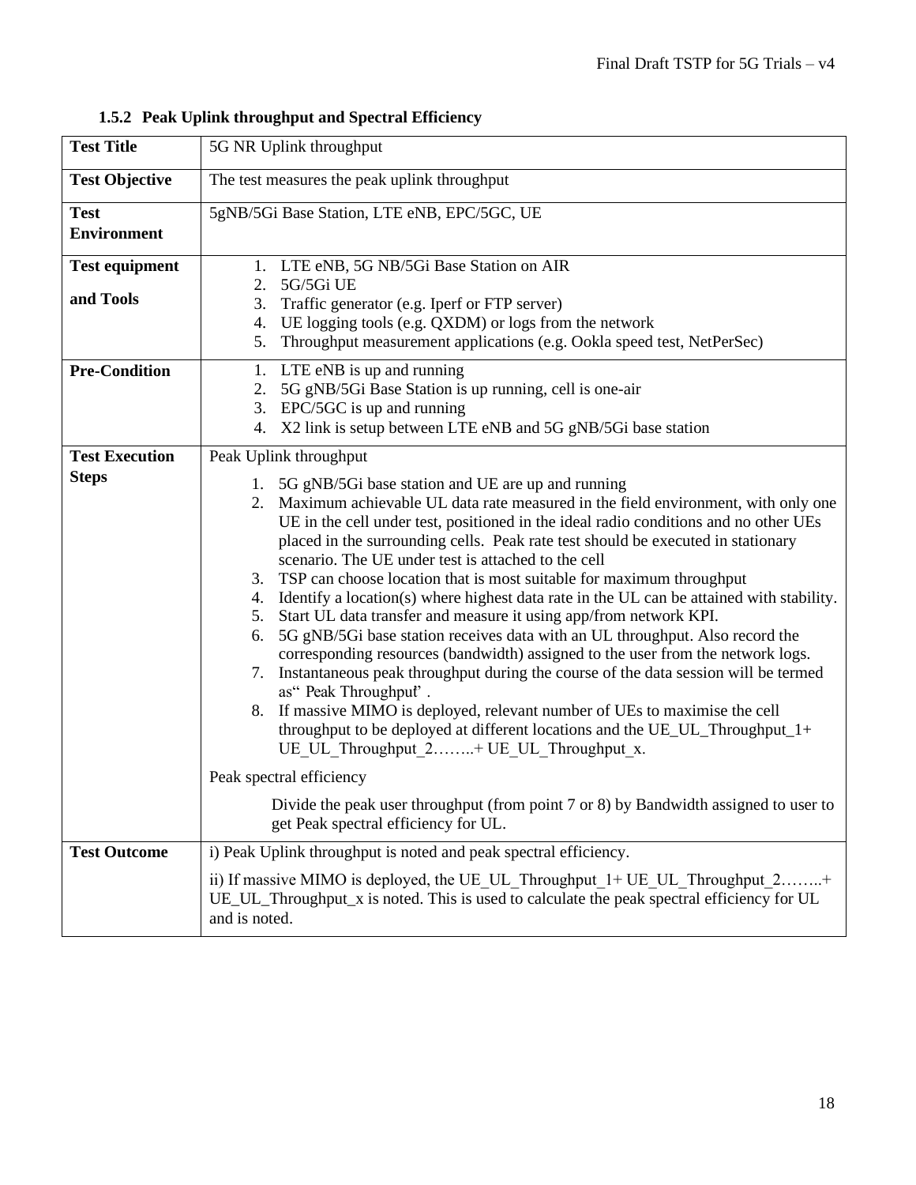### 1.5.2 Peak Uplink throughput and Spectral Efficiency

| | |
|---|---|
| **Test Title** | 5G NR Uplink throughput |
| **Test Objective** | The test measures the peak uplink throughput |
| **Test Environment** | 5gNB/5Gi Base Station, LTE eNB, EPC/5GC, UE |
| **Test equipment and Tools** | 1. LTE eNB, 5G NB/5Gi Base Station on AIR<br>2. 5G/5Gi UE<br>3. Traffic generator (e.g. Iperf or FTP server)<br>4. UE logging tools (e.g. QXDM) or logs from the network<br>5. Throughput measurement applications (e.g. Ookla speed test, NetPerSec) |
| **Pre-Condition** | 1. LTE eNB is up and running<br>2. 5G gNB/5Gi Base Station is up running, cell is one-air<br>3. EPC/5GC is up and running<br>4. X2 link is setup between LTE eNB and 5G gNB/5Gi base station |
| **Test Execution Steps** | Peak Uplink throughput<br>1. 5G gNB/5Gi base station and UE are up and running<br>2. Maximum achievable UL data rate measured in the field environment, with only one UE in the cell under test, positioned in the ideal radio conditions and no other UEs placed in the surrounding cells. Peak rate test should be executed in stationary scenario. The UE under test is attached to the cell<br>3. TSP can choose location that is most suitable for maximum throughput<br>4. Identify a location(s) where highest data rate in the UL can be attained with stability.<br>5. Start UL data transfer and measure it using app/from network KPI.<br>6. 5G gNB/5Gi base station receives data with an UL throughput. Also record the corresponding resources (bandwidth) assigned to the user from the network logs.<br>7. Instantaneous peak throughput during the course of the data session will be termed as" Peak Throughput" .<br>8. If massive MIMO is deployed, relevant number of UEs to maximise the cell throughput to be deployed at different locations and the UE_UL_Throughput_1+ UE_UL_Throughput_2……..+ UE_UL_Throughput_x.<br><br>Peak spectral efficiency<br><br>Divide the peak user throughput (from point 7 or 8) by Bandwidth assigned to user to get Peak spectral efficiency for UL. |
| **Test Outcome** | i) Peak Uplink throughput is noted and peak spectral efficiency.<br><br>ii) If massive MIMO is deployed, the UE_UL_Throughput_1+ UE_UL_Throughput_2……..+ UE_UL_Throughput_x is noted. This is used to calculate the peak spectral efficiency for UL and is noted. |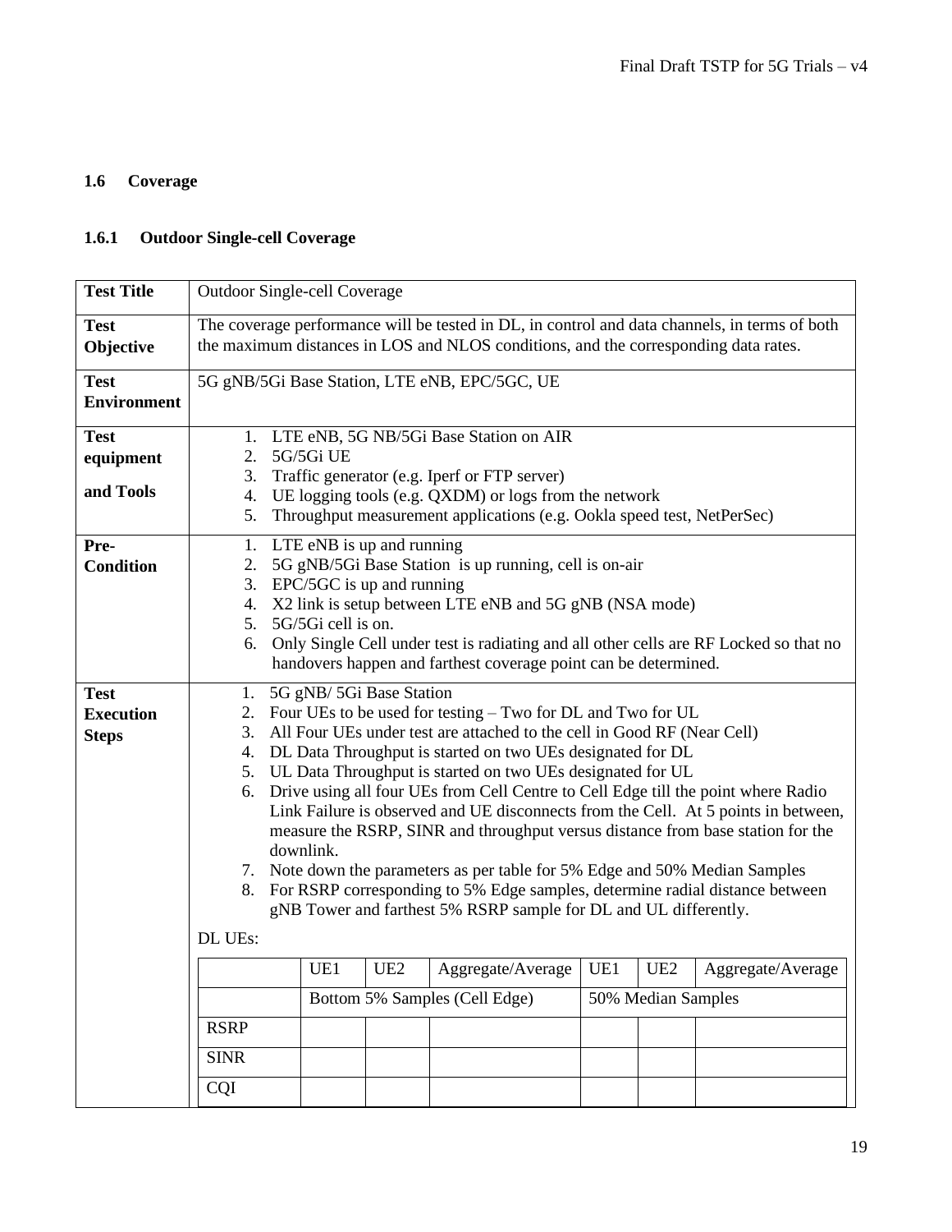## 1.6 Coverage

### 1.6.1 Outdoor Single-cell Coverage

| **Test Title** | Outdoor Single-cell Coverage |
|---|---|
| **Test Objective** | The coverage performance will be tested in DL, in control and data channels, in terms of both the maximum distances in LOS and NLOS conditions, and the corresponding data rates. |
| **Test Environment** | 5G gNB/5Gi Base Station, LTE eNB, EPC/5GC, UE |
| **Test equipment and Tools** | 1. LTE eNB, 5G NB/5Gi Base Station on AIR<br>2. 5G/5Gi UE<br>3. Traffic generator (e.g. Iperf or FTP server)<br>4. UE logging tools (e.g. QXDM) or logs from the network<br>5. Throughput measurement applications (e.g. Ookla speed test, NetPerSec) |
| **Pre-Condition** | 1. LTE eNB is up and running<br>2. 5G gNB/5Gi Base Station is up running, cell is on-air<br>3. EPC/5GC is up and running<br>4. X2 link is setup between LTE eNB and 5G gNB (NSA mode)<br>5. 5G/5Gi cell is on.<br>6. Only Single Cell under test is radiating and all other cells are RF Locked so that no handovers happen and farthest coverage point can be determined. |
| **Test Execution Steps** | 1. 5G gNB/ 5Gi Base Station<br>2. Four UEs to be used for testing – Two for DL and Two for UL<br>3. All Four UEs under test are attached to the cell in Good RF (Near Cell)<br>4. DL Data Throughput is started on two UEs designated for DL<br>5. UL Data Throughput is started on two UEs designated for UL<br>6. Drive using all four UEs from Cell Centre to Cell Edge till the point where Radio Link Failure is observed and UE disconnects from the Cell. At 5 points in between, measure the RSRP, SINR and throughput versus distance from base station for the downlink.<br>7. Note down the parameters as per table for 5% Edge and 50% Median Samples<br>8. For RSRP corresponding to 5% Edge samples, determine radial distance between gNB Tower and farthest 5% RSRP sample for DL and UL differently.<br><br>DL UEs: |

| | UE1 | UE2 | Aggregate/Average | UE1 | UE2 | Aggregate/Average |
|---|---|---|---|---|---|---|
| | Bottom 5% Samples (Cell Edge) | | | 50% Median Samples | | |
| RSRP | | | | | | |
| SINR | | | | | | |
| CQI | | | | | | |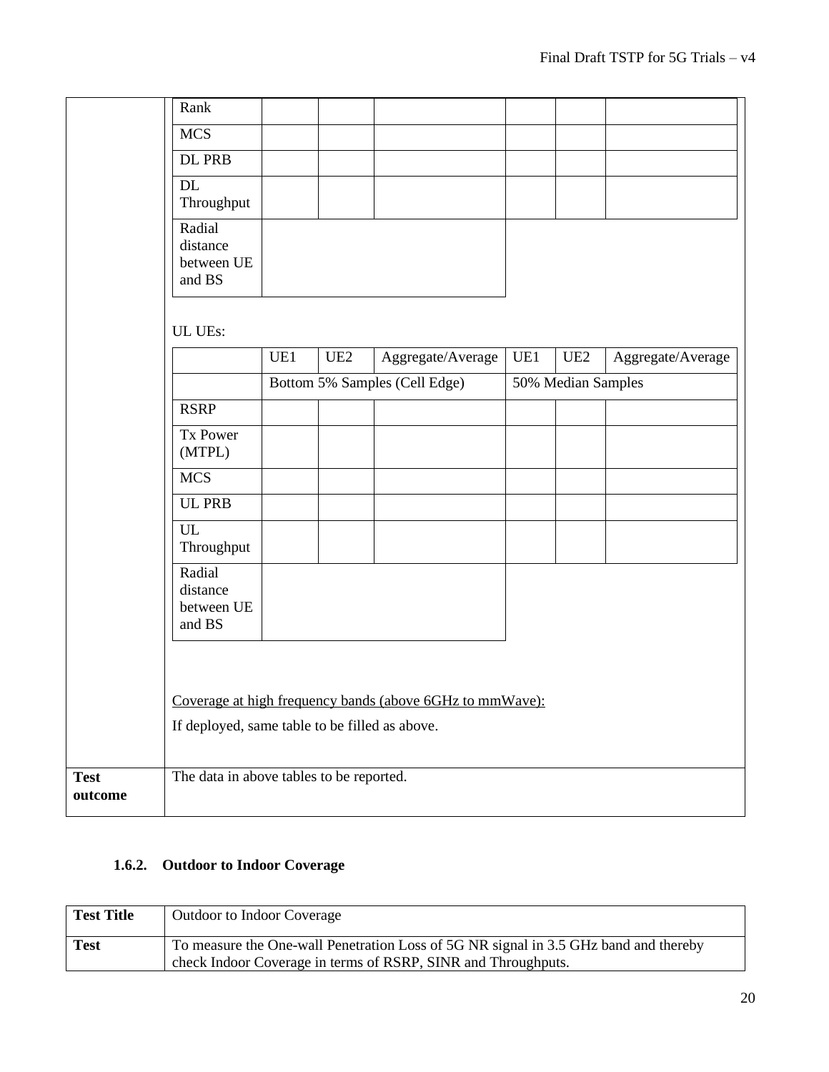| Rank | | | | | | |
|---|---|---|---|---|---|---|
| MCS | | | | | | |
| DL PRB | | | | | | |
| DL Throughput | | | | | | |
| Radial distance between UE and BS | | | | | | |

UL UEs:

| | UE1 | UE2 | Aggregate/Average | UE1 | UE2 | Aggregate/Average |
|---|---|---|---|---|---|---|
| | Bottom 5% Samples (Cell Edge) | | | 50% Median Samples | | |
| RSRP | | | | | | |
| Tx Power (MTPL) | | | | | | |
| MCS | | | | | | |
| UL PRB | | | | | | |
| UL Throughput | | | | | | |
| Radial distance between UE and BS | | | | | | |

Coverage at high frequency bands (above 6GHz to mmWave):

If deployed, same table to be filled as above.

| **Test outcome** | The data in above tables to be reported. |
|---|---|

### 1.6.2. Outdoor to Indoor Coverage

| **Test Title** | Outdoor to Indoor Coverage |
|---|---|
| **Test** | To measure the One-wall Penetration Loss of 5G NR signal in 3.5 GHz band and thereby check Indoor Coverage in terms of RSRP, SINR and Throughputs. |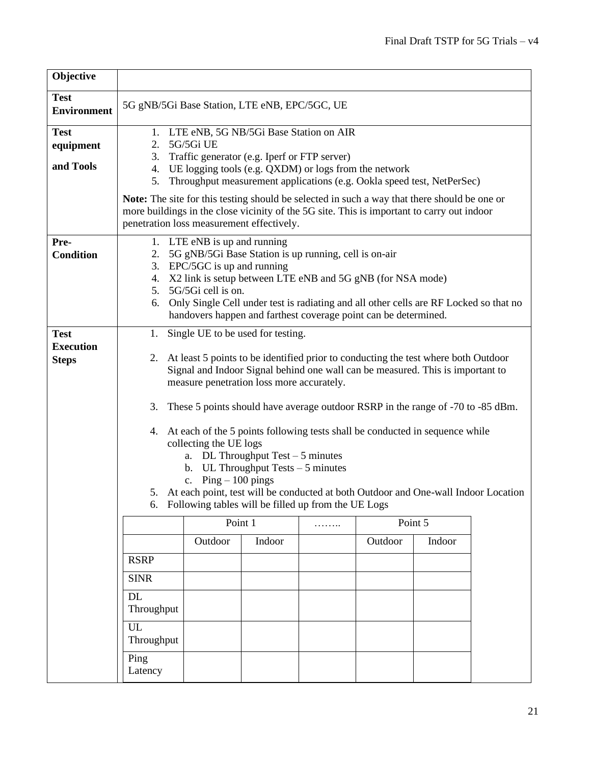| Objective | |
|---|---|
| **Test Environment** | 5G gNB/5Gi Base Station, LTE eNB, EPC/5GC, UE |
| **Test equipment and Tools** | 1. LTE eNB, 5G NB/5Gi Base Station on AIR<br>2. 5G/5Gi UE<br>3. Traffic generator (e.g. Iperf or FTP server)<br>4. UE logging tools (e.g. QXDM) or logs from the network<br>5. Throughput measurement applications (e.g. Ookla speed test, NetPerSec)<br><br>**Note:** The site for this testing should be selected in such a way that there should be one or more buildings in the close vicinity of the 5G site. This is important to carry out indoor penetration loss measurement effectively. |
| **Pre-Condition** | 1. LTE eNB is up and running<br>2. 5G gNB/5Gi Base Station is up running, cell is on-air<br>3. EPC/5GC is up and running<br>4. X2 link is setup between LTE eNB and 5G gNB (for NSA mode)<br>5. 5G/5Gi cell is on.<br>6. Only Single Cell under test is radiating and all other cells are RF Locked so that no handovers happen and farthest coverage point can be determined. |
| **Test Execution Steps** | 1. Single UE to be used for testing.<br><br>2. At least 5 points to be identified prior to conducting the test where both Outdoor Signal and Indoor Signal behind one wall can be measured. This is important to measure penetration loss more accurately.<br><br>3. These 5 points should have average outdoor RSRP in the range of -70 to -85 dBm.<br><br>4. At each of the 5 points following tests shall be conducted in sequence while collecting the UE logs<br>a. DL Throughput Test – 5 minutes<br>b. UL Throughput Tests – 5 minutes<br>c. Ping – 100 pings<br>5. At each point, test will be conducted at both Outdoor and One-wall Indoor Location<br>6. Following tables will be filled up from the UE Logs |

| | Point 1 | | …….. | Point 5 | |
|---|---|---|---|---|---|
| | Outdoor | Indoor | | Outdoor | Indoor |
| RSRP | | | | | |
| SINR | | | | | |
| DL Throughput | | | | | |
| UL Throughput | | | | | |
| Ping Latency | | | | | |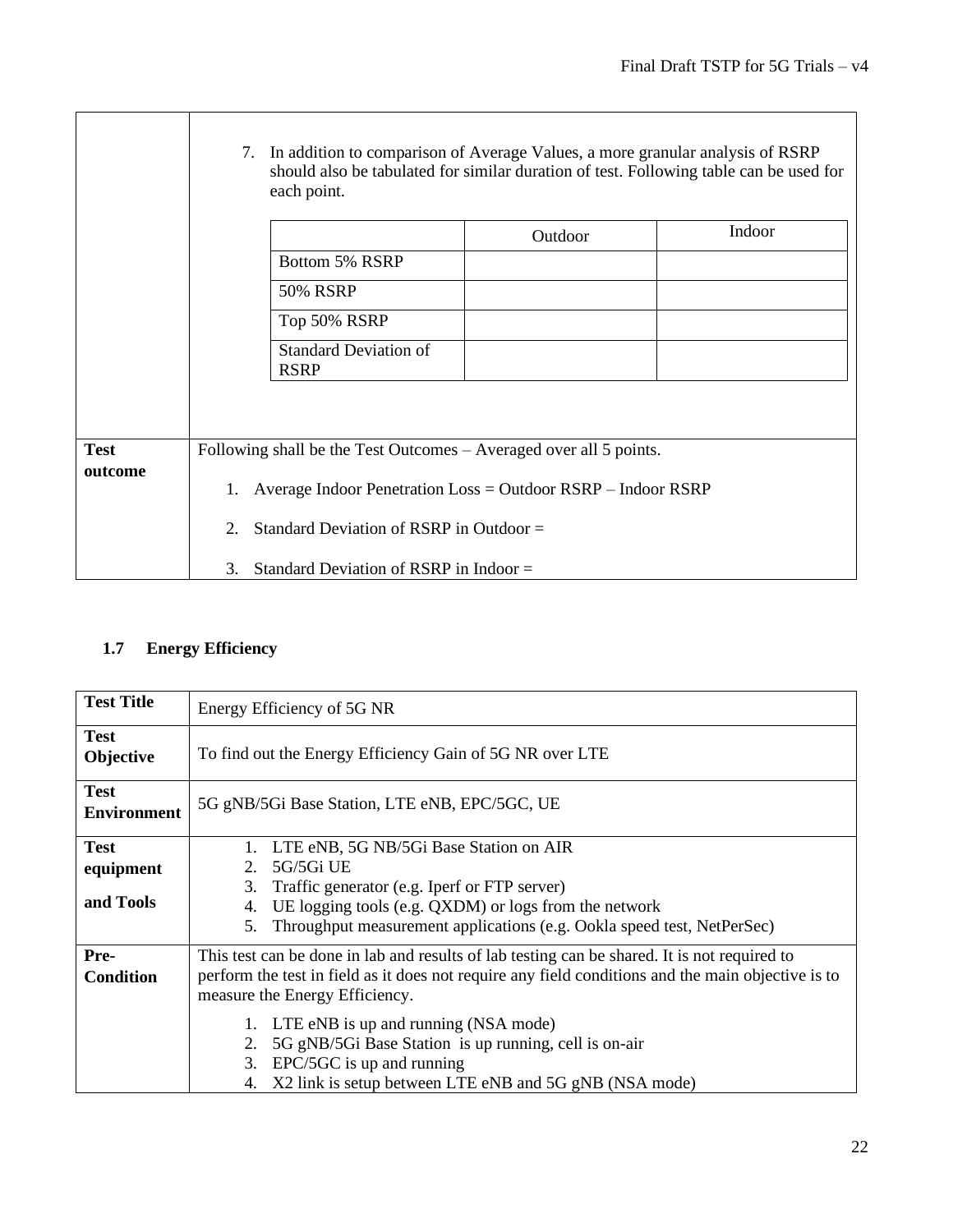| | |
|---|---|
| | 7. In addition to comparison of Average Values, a more granular analysis of RSRP should also be tabulated for similar duration of test. Following table can be used for each point.<br><br>\| \| Outdoor \| Indoor \|<br>\|---\|---\|---\|<br>\| Bottom 5% RSRP \| \| \|<br>\| 50% RSRP \| \| \|<br>\| Top 50% RSRP \| \| \|<br>\| Standard Deviation of RSRP \| \| \| |
| **Test outcome** | Following shall be the Test Outcomes – Averaged over all 5 points.<br><br>1. Average Indoor Penetration Loss = Outdoor RSRP – Indoor RSRP<br>2. Standard Deviation of RSRP in Outdoor =<br>3. Standard Deviation of RSRP in Indoor = |

### 1.7 Energy Efficiency

| | |
|---|---|
| **Test Title** | Energy Efficiency of 5G NR |
| **Test Objective** | To find out the Energy Efficiency Gain of 5G NR over LTE |
| **Test Environment** | 5G gNB/5Gi Base Station, LTE eNB, EPC/5GC, UE |
| **Test equipment and Tools** | 1. LTE eNB, 5G NB/5Gi Base Station on AIR<br>2. 5G/5Gi UE<br>3. Traffic generator (e.g. Iperf or FTP server)<br>4. UE logging tools (e.g. QXDM) or logs from the network<br>5. Throughput measurement applications (e.g. Ookla speed test, NetPerSec) |
| **Pre-Condition** | This test can be done in lab and results of lab testing can be shared. It is not required to perform the test in field as it does not require any field conditions and the main objective is to measure the Energy Efficiency.<br><br>1. LTE eNB is up and running (NSA mode)<br>2. 5G gNB/5Gi Base Station is up running, cell is on-air<br>3. EPC/5GC is up and running<br>4. X2 link is setup between LTE eNB and 5G gNB (NSA mode) |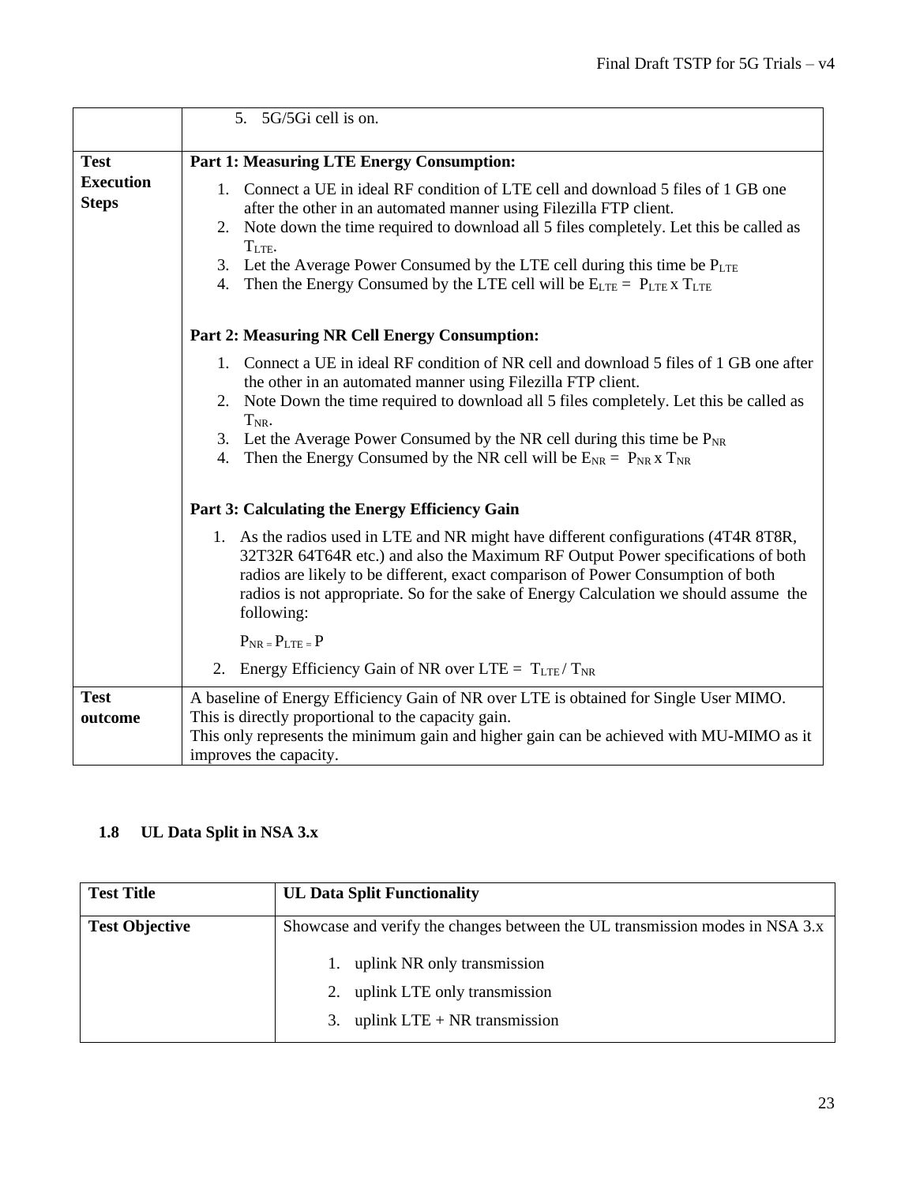| | |
|---|---|
| | 5. 5G/5Gi cell is on. |
| **Test Execution Steps** | **Part 1: Measuring LTE Energy Consumption:**<br>1. Connect a UE in ideal RF condition of LTE cell and download 5 files of 1 GB one after the other in an automated manner using Filezilla FTP client.<br>2. Note down the time required to download all 5 files completely. Let this be called as $T_{LTE}$.<br>3. Let the Average Power Consumed by the LTE cell during this time be $P_{LTE}$<br>4. Then the Energy Consumed by the LTE cell will be $E_{LTE} = P_{LTE} \times T_{LTE}$<br><br>**Part 2: Measuring NR Cell Energy Consumption:**<br>1. Connect a UE in ideal RF condition of NR cell and download 5 files of 1 GB one after the other in an automated manner using Filezilla FTP client.<br>2. Note Down the time required to download all 5 files completely. Let this be called as $T_{NR}$.<br>3. Let the Average Power Consumed by the NR cell during this time be $P_{NR}$<br>4. Then the Energy Consumed by the NR cell will be $E_{NR} = P_{NR} \times T_{NR}$<br><br>**Part 3: Calculating the Energy Efficiency Gain**<br>1. As the radios used in LTE and NR might have different configurations (4T4R 8T8R, 32T32R 64T64R etc.) and also the Maximum RF Output Power specifications of both radios are likely to be different, exact comparison of Power Consumption of both radios is not appropriate. So for the sake of Energy Calculation we should assume the following:<br>$P_{NR} = P_{LTE} = P$<br>2. Energy Efficiency Gain of NR over LTE = $T_{LTE} / T_{NR}$ |
| **Test outcome** | A baseline of Energy Efficiency Gain of NR over LTE is obtained for Single User MIMO. This is directly proportional to the capacity gain.<br>This only represents the minimum gain and higher gain can be achieved with MU-MIMO as it improves the capacity. |

### 1.8 UL Data Split in NSA 3.x

| **Test Title** | **UL Data Split Functionality** |
|---|---|
| **Test Objective** | Showcase and verify the changes between the UL transmission modes in NSA 3.x<br>1. uplink NR only transmission<br>2. uplink LTE only transmission<br>3. uplink LTE + NR transmission |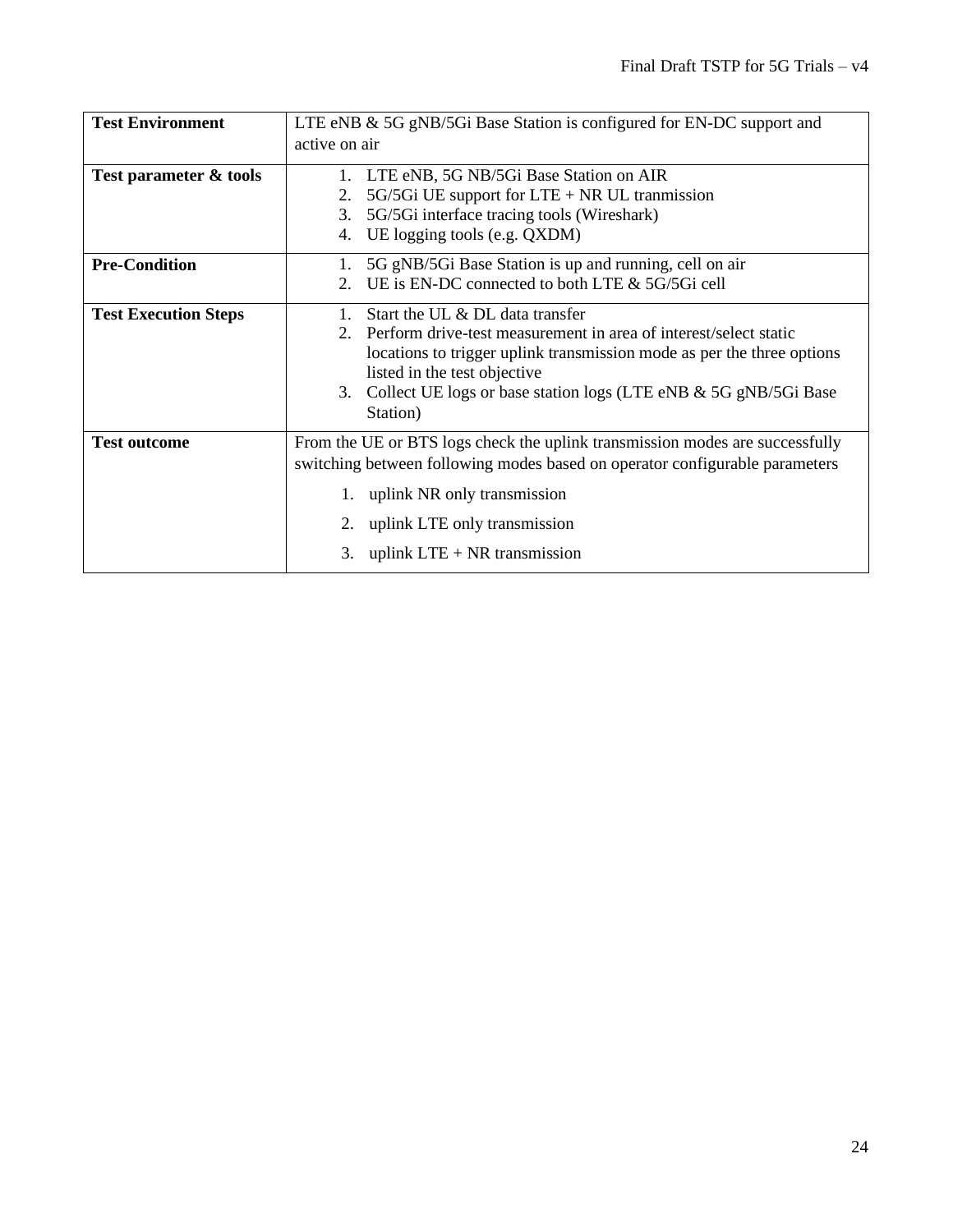| **Test Environment** | LTE eNB & 5G gNB/5Gi Base Station is configured for EN-DC support and active on air |
|---|---|
| **Test parameter & tools** | 1. LTE eNB, 5G NB/5Gi Base Station on AIR<br>2. 5G/5Gi UE support for LTE + NR UL tranmission<br>3. 5G/5Gi interface tracing tools (Wireshark)<br>4. UE logging tools (e.g. QXDM) |
| **Pre-Condition** | 1. 5G gNB/5Gi Base Station is up and running, cell on air<br>2. UE is EN-DC connected to both LTE & 5G/5Gi cell |
| **Test Execution Steps** | 1. Start the UL & DL data transfer<br>2. Perform drive-test measurement in area of interest/select static locations to trigger uplink transmission mode as per the three options listed in the test objective<br>3. Collect UE logs or base station logs (LTE eNB & 5G gNB/5Gi Base Station) |
| **Test outcome** | From the UE or BTS logs check the uplink transmission modes are successfully switching between following modes based on operator configurable parameters<br>1. uplink NR only transmission<br>2. uplink LTE only transmission<br>3. uplink LTE + NR transmission |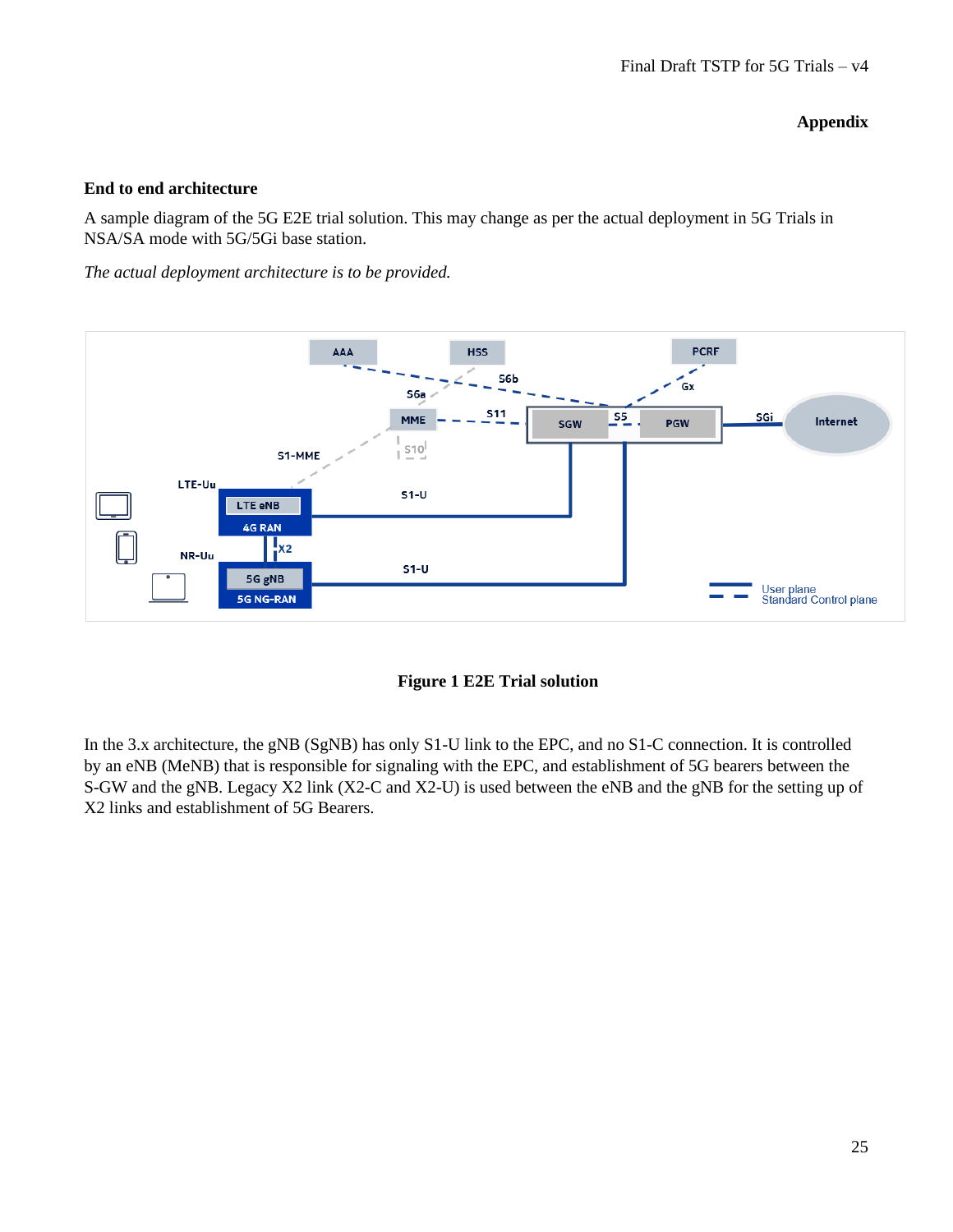## Appendix

### End to end architecture

A sample diagram of the 5G E2E trial solution. This may change as per the actual deployment in 5G Trials in NSA/SA mode with 5G/5Gi base station.

*The actual deployment architecture is to be provided.*

AAA
HSS
PCRF
S6a
S6b
Gx
MME
S11
SGW
S5
PGW
SGi
Internet
S10
S1-MME
LTE-Uu
LTE eNB
4G RAN
S1-U
X2
NR-Uu
5G gNB
5G NG-RAN
S1-U
User plane
Standard Control plane

**Figure 1 E2E Trial solution**

In the 3.x architecture, the gNB (SgNB) has only S1-U link to the EPC, and no S1-C connection. It is controlled by an eNB (MeNB) that is responsible for signaling with the EPC, and establishment of 5G bearers between the S-GW and the gNB. Legacy X2 link (X2-C and X2-U) is used between the eNB and the gNB for the setting up of X2 links and establishment of 5G Bearers.